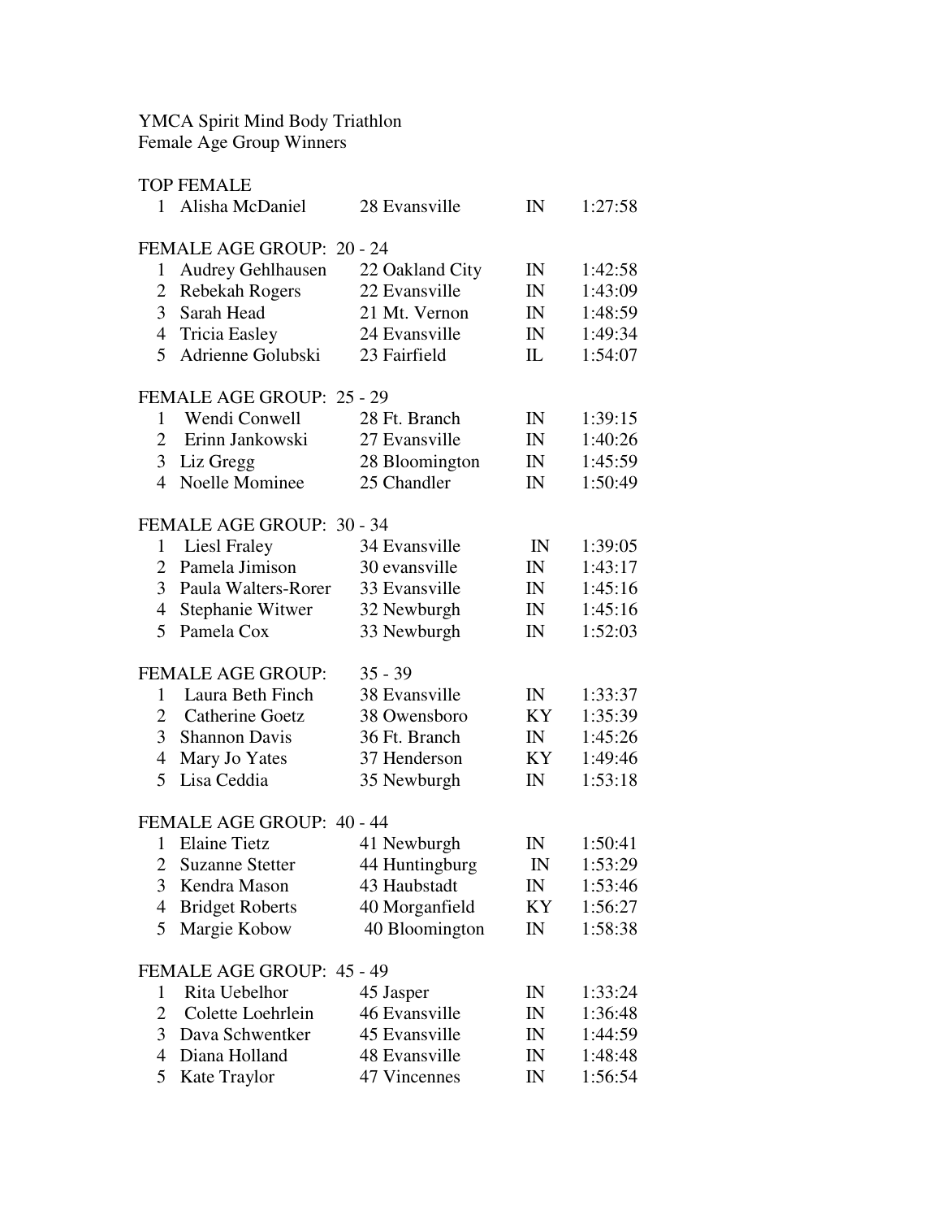YMCA Spirit Mind Body Triathlon
Female Age Group Winners

TOP FEMALE

| | Name | Age City | State | Time |
|---|---|---|---|---|
| 1 | Alisha McDaniel | 28 Evansville | IN | 1:27:58 |

FEMALE AGE GROUP: 20 - 24

| | Name | Age City | State | Time |
|---|---|---|---|---|
| 1 | Audrey Gehlhausen | 22 Oakland City | IN | 1:42:58 |
| 2 | Rebekah Rogers | 22 Evansville | IN | 1:43:09 |
| 3 | Sarah Head | 21 Mt. Vernon | IN | 1:48:59 |
| 4 | Tricia Easley | 24 Evansville | IN | 1:49:34 |
| 5 | Adrienne Golubski | 23 Fairfield | IL | 1:54:07 |

FEMALE AGE GROUP: 25 - 29

| | Name | Age City | State | Time |
|---|---|---|---|---|
| 1 | Wendi Conwell | 28 Ft. Branch | IN | 1:39:15 |
| 2 | Erinn Jankowski | 27 Evansville | IN | 1:40:26 |
| 3 | Liz Gregg | 28 Bloomington | IN | 1:45:59 |
| 4 | Noelle Mominee | 25 Chandler | IN | 1:50:49 |

FEMALE AGE GROUP: 30 - 34

| | Name | Age City | State | Time |
|---|---|---|---|---|
| 1 | Liesl Fraley | 34 Evansville | IN | 1:39:05 |
| 2 | Pamela Jimison | 30 evansville | IN | 1:43:17 |
| 3 | Paula Walters-Rorer | 33 Evansville | IN | 1:45:16 |
| 4 | Stephanie Witwer | 32 Newburgh | IN | 1:45:16 |
| 5 | Pamela Cox | 33 Newburgh | IN | 1:52:03 |

FEMALE AGE GROUP: 35 - 39

| | Name | Age City | State | Time |
|---|---|---|---|---|
| 1 | Laura Beth Finch | 38 Evansville | IN | 1:33:37 |
| 2 | Catherine Goetz | 38 Owensboro | KY | 1:35:39 |
| 3 | Shannon Davis | 36 Ft. Branch | IN | 1:45:26 |
| 4 | Mary Jo Yates | 37 Henderson | KY | 1:49:46 |
| 5 | Lisa Ceddia | 35 Newburgh | IN | 1:53:18 |

FEMALE AGE GROUP: 40 - 44

| | Name | Age City | State | Time |
|---|---|---|---|---|
| 1 | Elaine Tietz | 41 Newburgh | IN | 1:50:41 |
| 2 | Suzanne Stetter | 44 Huntingburg | IN | 1:53:29 |
| 3 | Kendra Mason | 43 Haubstadt | IN | 1:53:46 |
| 4 | Bridget Roberts | 40 Morganfield | KY | 1:56:27 |
| 5 | Margie Kobow | 40 Bloomington | IN | 1:58:38 |

FEMALE AGE GROUP: 45 - 49

| | Name | Age City | State | Time |
|---|---|---|---|---|
| 1 | Rita Uebelhor | 45 Jasper | IN | 1:33:24 |
| 2 | Colette Loehrlein | 46 Evansville | IN | 1:36:48 |
| 3 | Dava Schwentker | 45 Evansville | IN | 1:44:59 |
| 4 | Diana Holland | 48 Evansville | IN | 1:48:48 |
| 5 | Kate Traylor | 47 Vincennes | IN | 1:56:54 |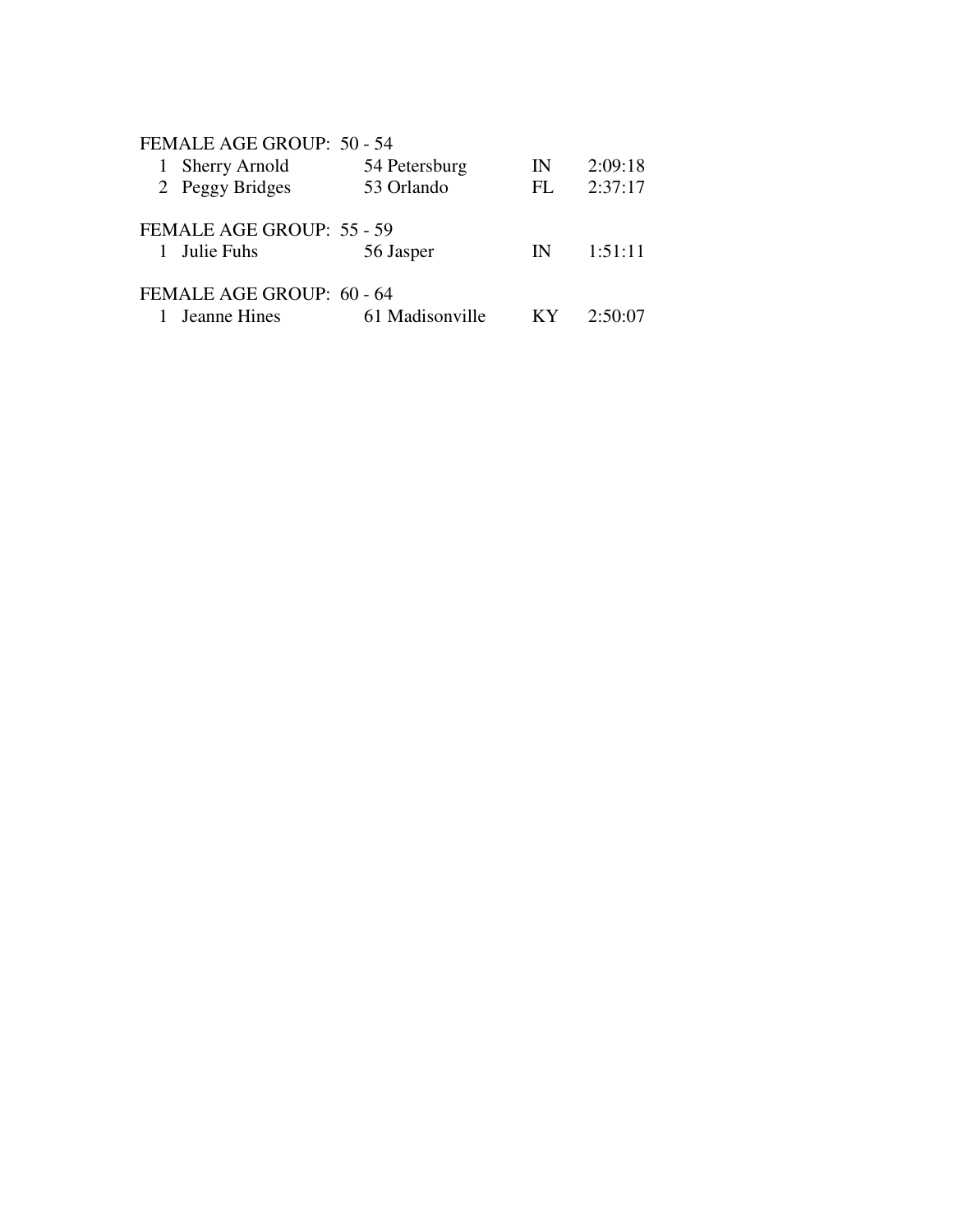FEMALE AGE GROUP: 50 - 54

| | | | | | |
|---|---|---|---|---|---|
| 1 | Sherry Arnold | 54 | Petersburg | IN | 2:09:18 |
| 2 | Peggy Bridges | 53 | Orlando | FL | 2:37:17 |

FEMALE AGE GROUP: 55 - 59

| | | | | | |
|---|---|---|---|---|---|
| 1 | Julie Fuhs | 56 | Jasper | IN | 1:51:11 |

FEMALE AGE GROUP: 60 - 64

| | | | | | |
|---|---|---|---|---|---|
| 1 | Jeanne Hines | 61 | Madisonville | KY | 2:50:07 |